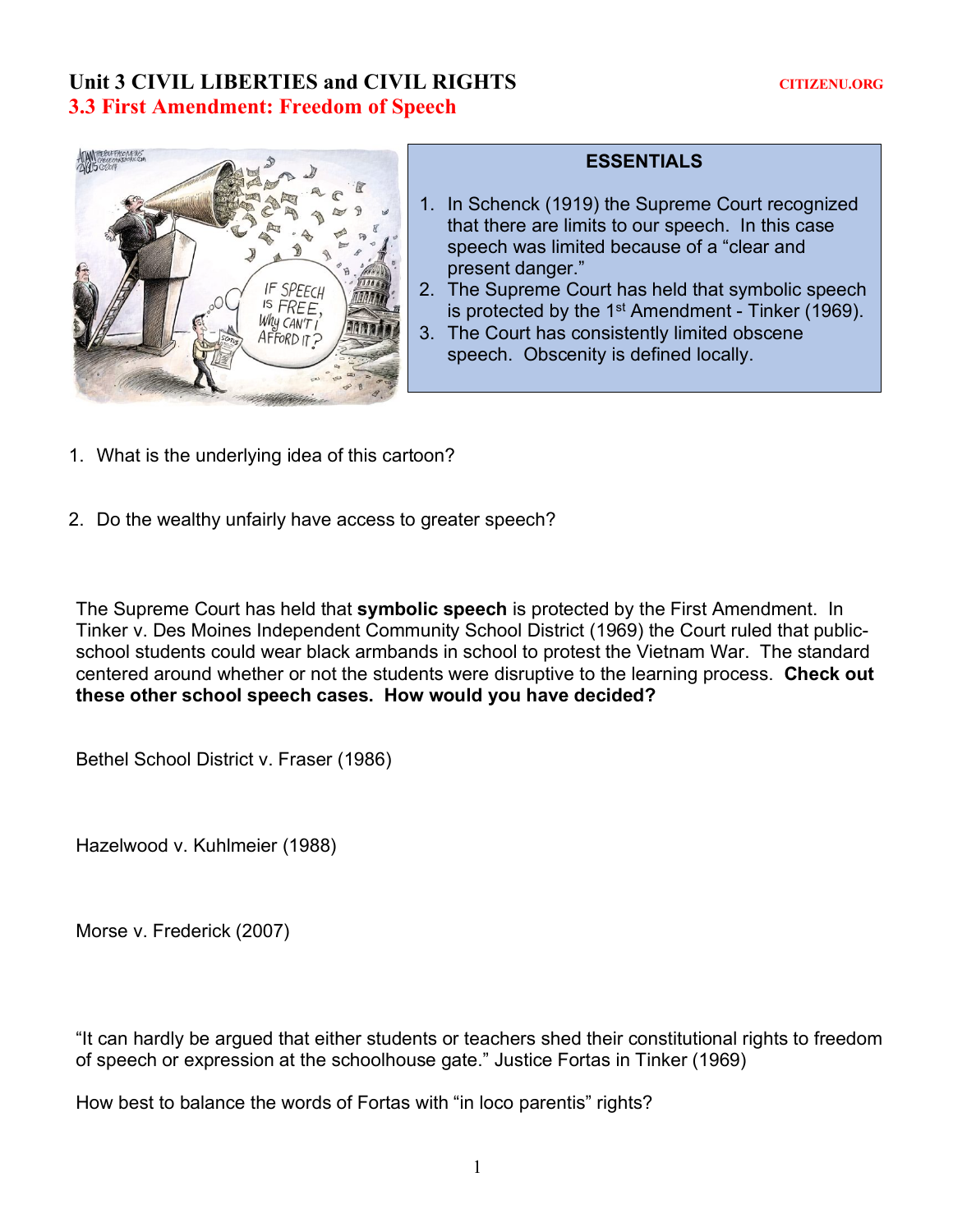# Unit 3 CIVIL LIBERTIES and CIVIL RIGHTS

CITIZENU.ORG

## 3.3 First Amendment: Freedom of Speech

**ESSENTIALS**

1. In Schenck (1919) the Supreme Court recognized that there are limits to our speech. In this case speech was limited because of a "clear and present danger."
2. The Supreme Court has held that symbolic speech is protected by the 1st Amendment - Tinker (1969).
3. The Court has consistently limited obscene speech. Obscenity is defined locally.

1. What is the underlying idea of this cartoon?

2. Do the wealthy unfairly have access to greater speech?

The Supreme Court has held that **symbolic speech** is protected by the First Amendment. In Tinker v. Des Moines Independent Community School District (1969) the Court ruled that public-school students could wear black armbands in school to protest the Vietnam War. The standard centered around whether or not the students were disruptive to the learning process. **Check out these other school speech cases. How would you have decided?**

Bethel School District v. Fraser (1986)

Hazelwood v. Kuhlmeier (1988)

Morse v. Frederick (2007)

"It can hardly be argued that either students or teachers shed their constitutional rights to freedom of speech or expression at the schoolhouse gate." Justice Fortas in Tinker (1969)

How best to balance the words of Fortas with "in loco parentis" rights?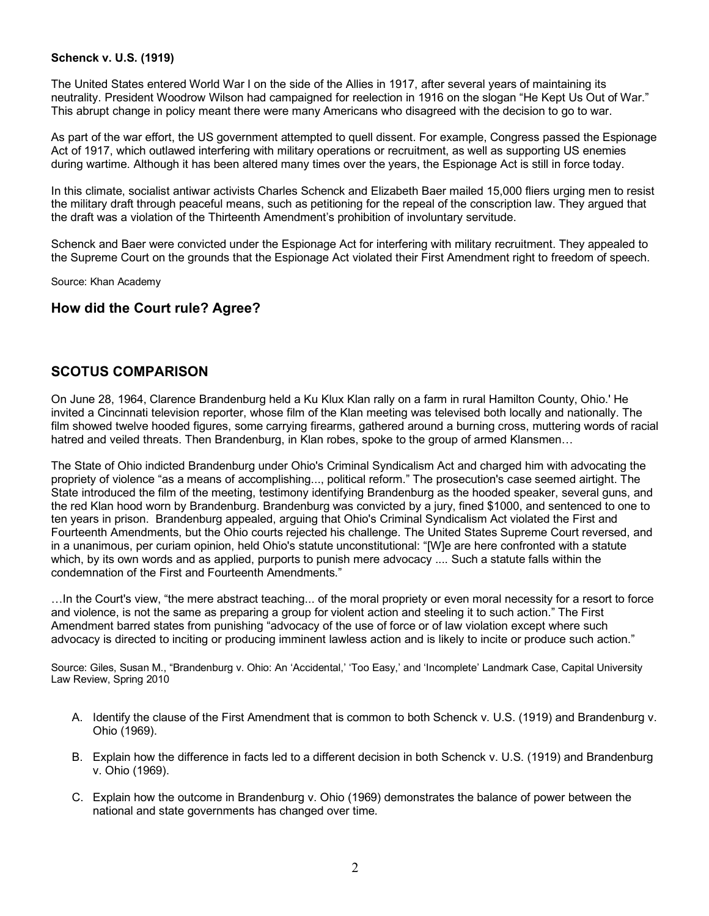**Schenck v. U.S. (1919)**

The United States entered World War I on the side of the Allies in 1917, after several years of maintaining its neutrality. President Woodrow Wilson had campaigned for reelection in 1916 on the slogan "He Kept Us Out of War." This abrupt change in policy meant there were many Americans who disagreed with the decision to go to war.

As part of the war effort, the US government attempted to quell dissent. For example, Congress passed the Espionage Act of 1917, which outlawed interfering with military operations or recruitment, as well as supporting US enemies during wartime. Although it has been altered many times over the years, the Espionage Act is still in force today.

In this climate, socialist antiwar activists Charles Schenck and Elizabeth Baer mailed 15,000 fliers urging men to resist the military draft through peaceful means, such as petitioning for the repeal of the conscription law. They argued that the draft was a violation of the Thirteenth Amendment's prohibition of involuntary servitude.

Schenck and Baer were convicted under the Espionage Act for interfering with military recruitment. They appealed to the Supreme Court on the grounds that the Espionage Act violated their First Amendment right to freedom of speech.

Source: Khan Academy

## How did the Court rule? Agree?

## SCOTUS COMPARISON

On June 28, 1964, Clarence Brandenburg held a Ku Klux Klan rally on a farm in rural Hamilton County, Ohio.' He invited a Cincinnati television reporter, whose film of the Klan meeting was televised both locally and nationally. The film showed twelve hooded figures, some carrying firearms, gathered around a burning cross, muttering words of racial hatred and veiled threats. Then Brandenburg, in Klan robes, spoke to the group of armed Klansmen…

The State of Ohio indicted Brandenburg under Ohio's Criminal Syndicalism Act and charged him with advocating the propriety of violence "as a means of accomplishing..., political reform." The prosecution's case seemed airtight. The State introduced the film of the meeting, testimony identifying Brandenburg as the hooded speaker, several guns, and the red Klan hood worn by Brandenburg. Brandenburg was convicted by a jury, fined $1000, and sentenced to one to ten years in prison. Brandenburg appealed, arguing that Ohio's Criminal Syndicalism Act violated the First and Fourteenth Amendments, but the Ohio courts rejected his challenge. The United States Supreme Court reversed, and in a unanimous, per curiam opinion, held Ohio's statute unconstitutional: "[W]e are here confronted with a statute which, by its own words and as applied, purports to punish mere advocacy .... Such a statute falls within the condemnation of the First and Fourteenth Amendments."

…In the Court's view, "the mere abstract teaching... of the moral propriety or even moral necessity for a resort to force and violence, is not the same as preparing a group for violent action and steeling it to such action." The First Amendment barred states from punishing "advocacy of the use of force or of law violation except where such advocacy is directed to inciting or producing imminent lawless action and is likely to incite or produce such action."

Source: Giles, Susan M., "Brandenburg v. Ohio: An 'Accidental,' 'Too Easy,' and 'Incomplete' Landmark Case, Capital University Law Review, Spring 2010

A. Identify the clause of the First Amendment that is common to both Schenck v. U.S. (1919) and Brandenburg v. Ohio (1969).

B. Explain how the difference in facts led to a different decision in both Schenck v. U.S. (1919) and Brandenburg v. Ohio (1969).

C. Explain how the outcome in Brandenburg v. Ohio (1969) demonstrates the balance of power between the national and state governments has changed over time.